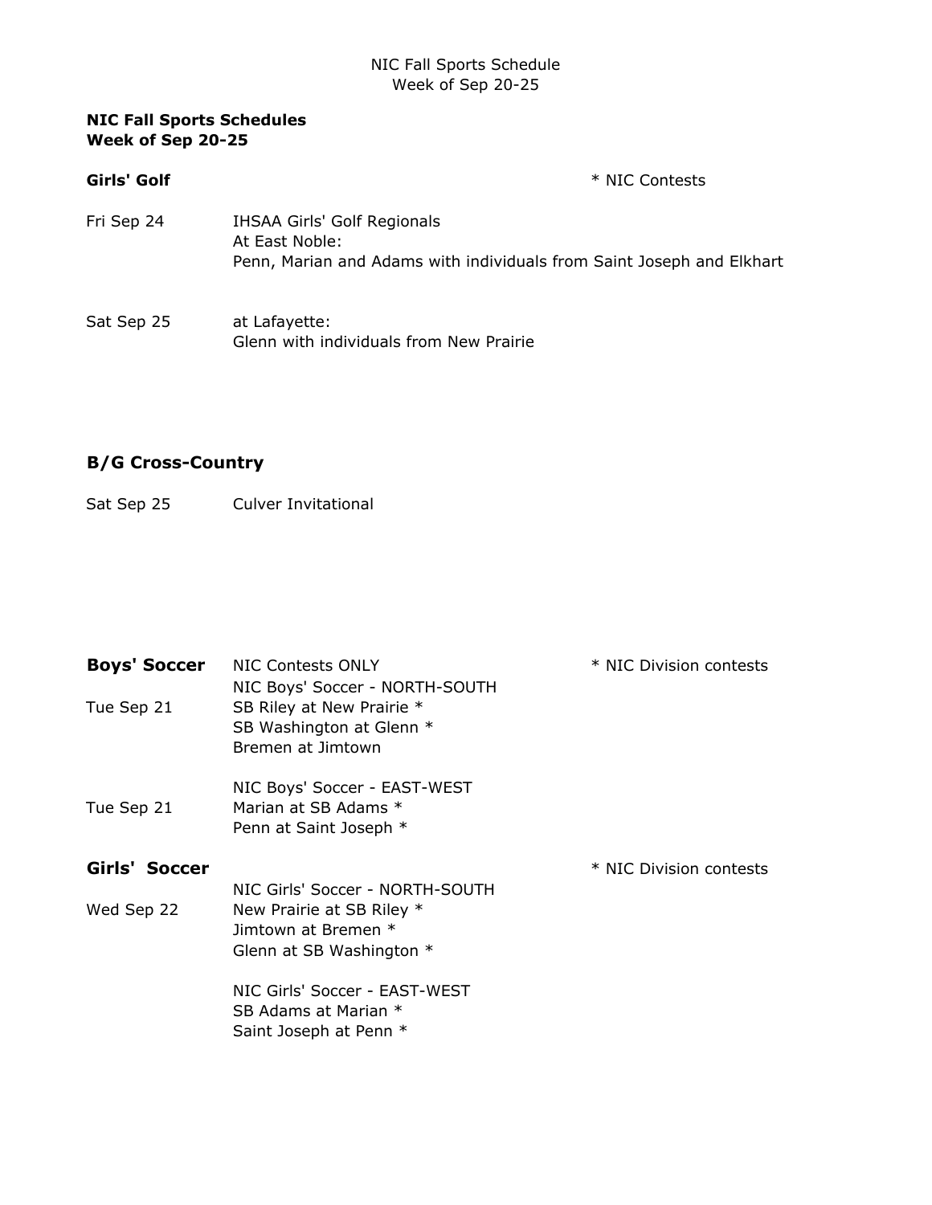NIC Fall Sports Schedule
Week of Sep 20-25

**NIC Fall Sports Schedules**
**Week of Sep 20-25**

**Girls' Golf** — * NIC Contests

Fri Sep 24 — IHSAA Girls' Golf Regionals
At East Noble:
Penn, Marian and Adams with individuals from Saint Joseph and Elkhart

Sat Sep 25 — at Lafayette:
Glenn with individuals from New Prairie

**B/G Cross-Country**

Sat Sep 25 — Culver Invitational

**Boys' Soccer** — NIC Contests ONLY — * NIC Division contests

NIC Boys' Soccer - NORTH-SOUTH

Tue Sep 21
SB Riley at New Prairie *
SB Washington at Glenn *
Bremen at Jimtown

NIC Boys' Soccer - EAST-WEST

Tue Sep 21
Marian at SB Adams *
Penn at Saint Joseph *

**Girls' Soccer** — * NIC Division contests

NIC Girls' Soccer - NORTH-SOUTH

Wed Sep 22
New Prairie at SB Riley *
Jimtown at Bremen *
Glenn at SB Washington *

NIC Girls' Soccer - EAST-WEST
SB Adams at Marian *
Saint Joseph at Penn *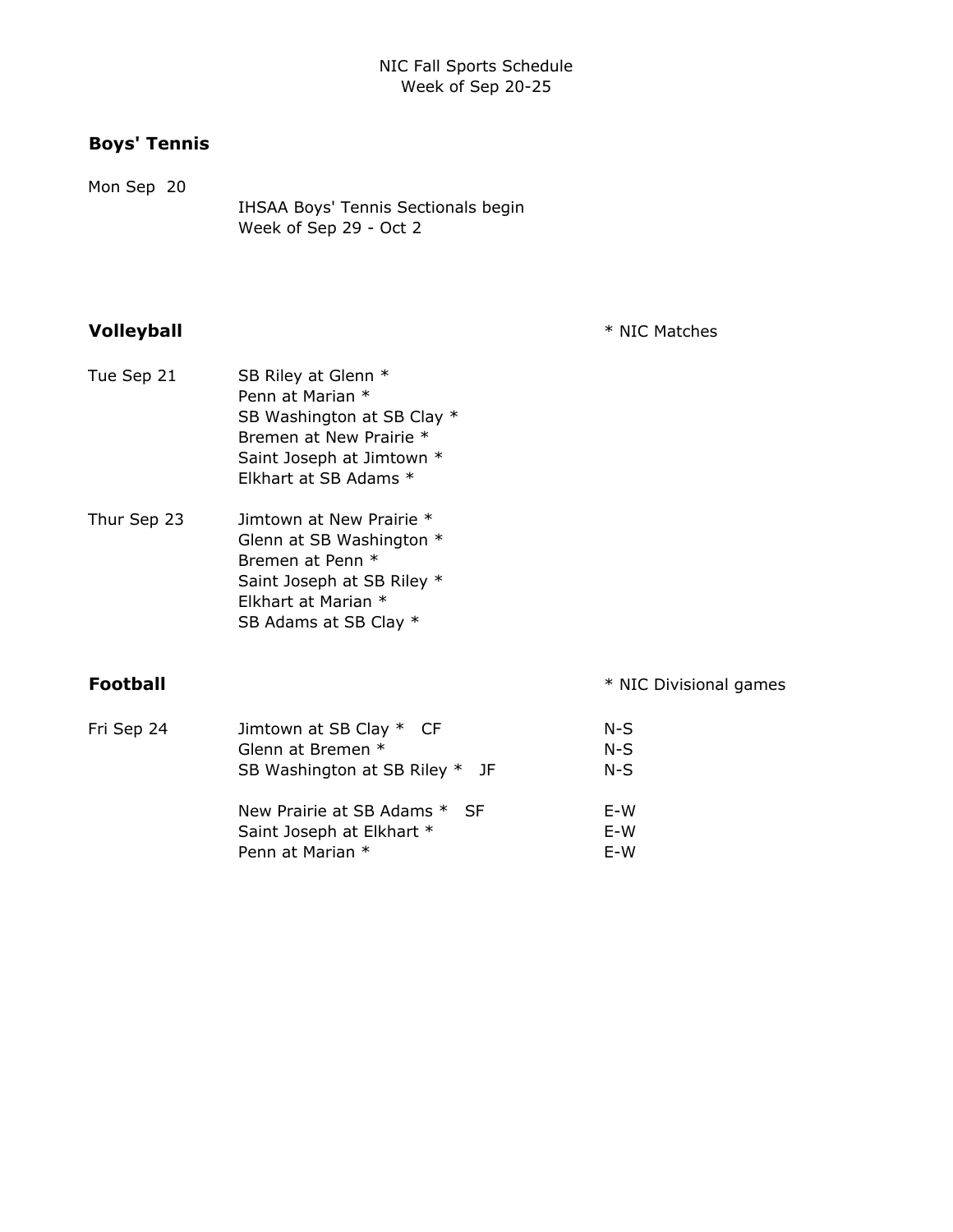NIC Fall Sports Schedule
Week of Sep 20-25

## Boys' Tennis

Mon Sep 20

IHSAA Boys' Tennis Sectionals begin
Week of Sep 29 - Oct 2

## Volleyball

\* NIC Matches

| | |
|---|---|
| Tue Sep 21 | SB Riley at Glenn * |
| | Penn at Marian * |
| | SB Washington at SB Clay * |
| | Bremen at New Prairie * |
| | Saint Joseph at Jimtown * |
| | Elkhart at SB Adams * |
| Thur Sep 23 | Jimtown at New Prairie * |
| | Glenn at SB Washington * |
| | Bremen at Penn * |
| | Saint Joseph at SB Riley * |
| | Elkhart at Marian * |
| | SB Adams at SB Clay * |

## Football

\* NIC Divisional games

| | | |
|---|---|---|
| Fri Sep 24 | Jimtown at SB Clay * CF | N-S |
| | Glenn at Bremen * | N-S |
| | SB Washington at SB Riley * JF | N-S |
| | New Prairie at SB Adams * SF | E-W |
| | Saint Joseph at Elkhart * | E-W |
| | Penn at Marian * | E-W |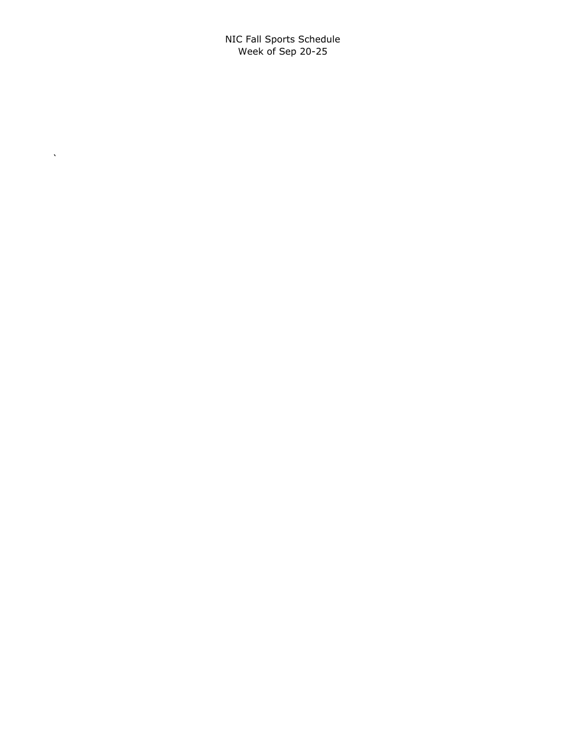NIC Fall Sports Schedule
Week of Sep 20-25

`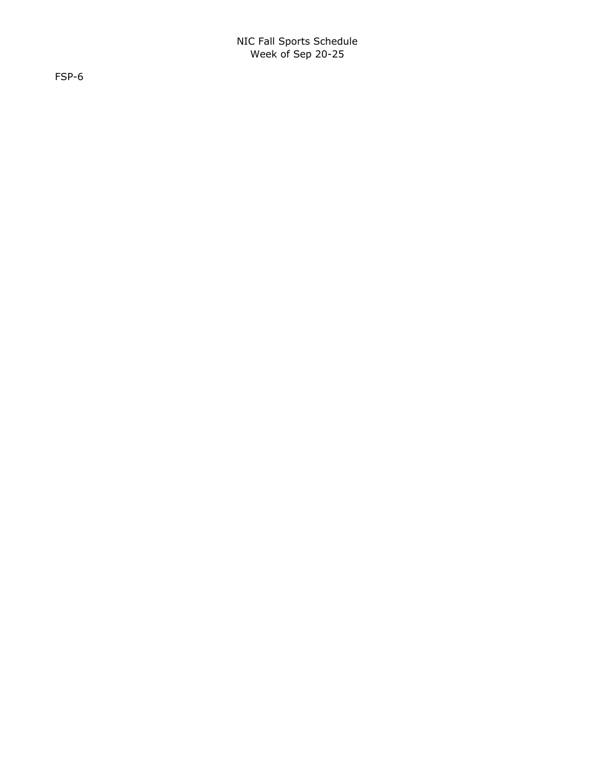NIC Fall Sports Schedule
Week of Sep 20-25

FSP-6